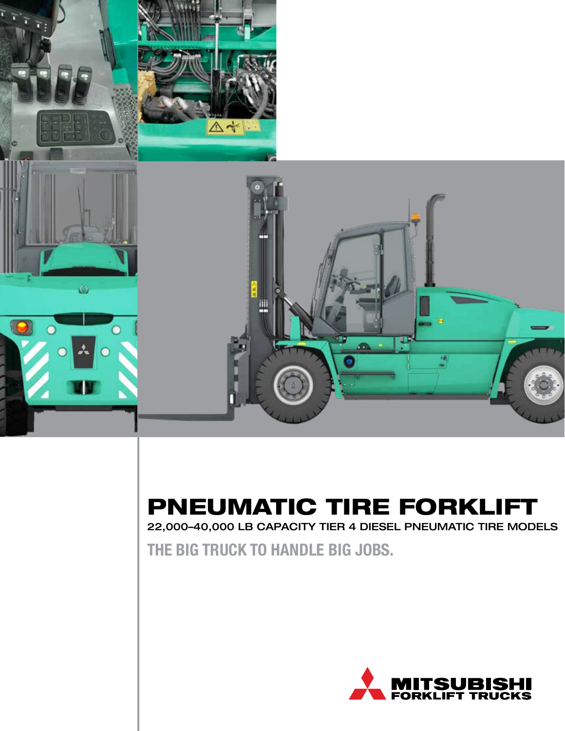# PNEUMATIC TIRE FORKLIFT

22,000–40,000 LB CAPACITY TIER 4 DIESEL PNEUMATIC TIRE MODELS

## THE BIG TRUCK TO HANDLE BIG JOBS.

MITSUBISHI FORKLIFT TRUCKS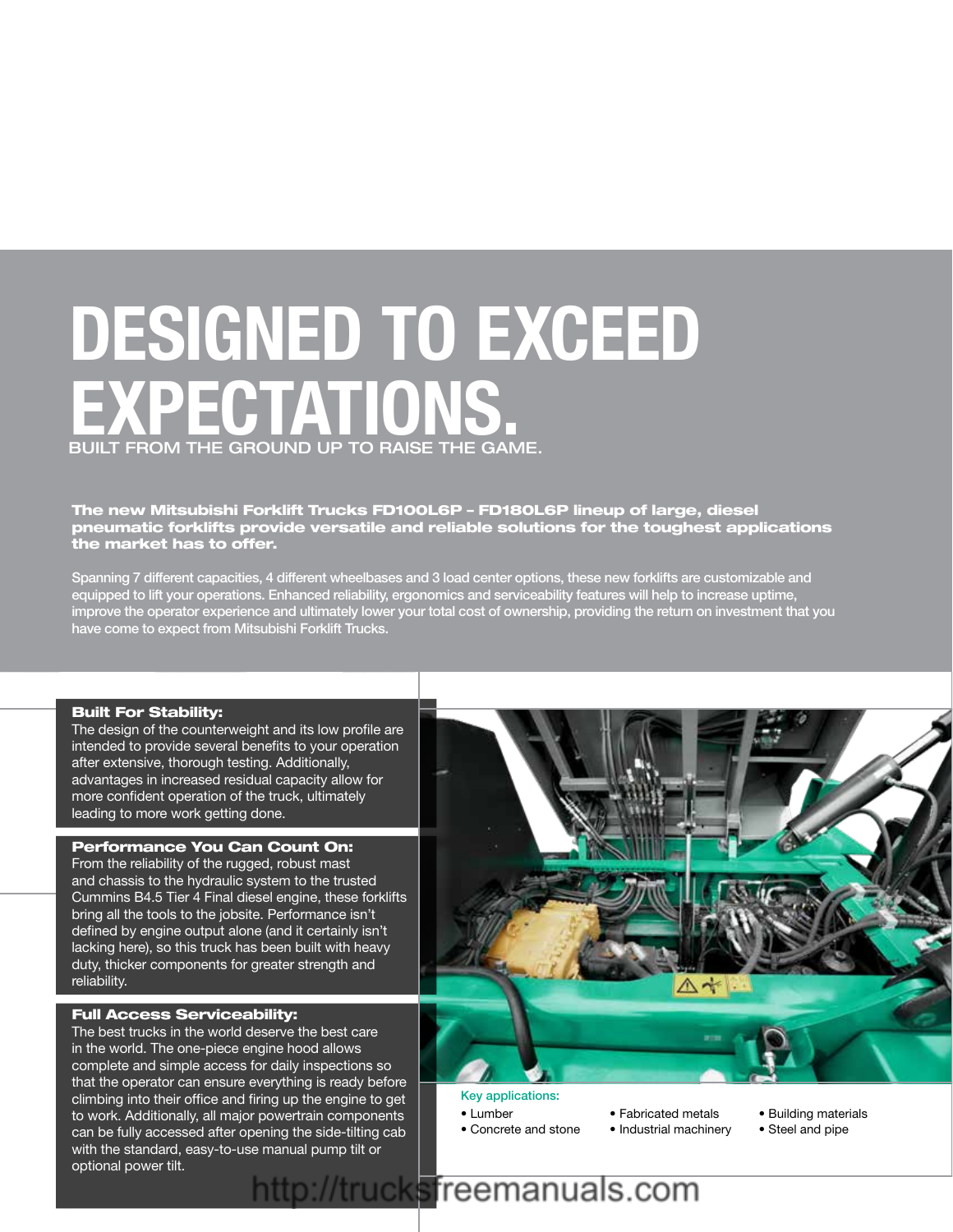# DESIGNED TO EXCEED EXPECTATIONS.

BUILT FROM THE GROUND UP TO RAISE THE GAME.

**The new Mitsubishi Forklift Trucks FD100L6P – FD180L6P lineup of large, diesel pneumatic forklifts provide versatile and reliable solutions for the toughest applications the market has to offer.**

Spanning 7 different capacities, 4 different wheelbases and 3 load center options, these new forklifts are customizable and equipped to lift your operations. Enhanced reliability, ergonomics and serviceability features will help to increase uptime, improve the operator experience and ultimately lower your total cost of ownership, providing the return on investment that you have come to expect from Mitsubishi Forklift Trucks.

### Built For Stability:

The design of the counterweight and its low profile are intended to provide several benefits to your operation after extensive, thorough testing. Additionally, advantages in increased residual capacity allow for more confident operation of the truck, ultimately leading to more work getting done.

### Performance You Can Count On:

From the reliability of the rugged, robust mast and chassis to the hydraulic system to the trusted Cummins B4.5 Tier 4 Final diesel engine, these forklifts bring all the tools to the jobsite. Performance isn't defined by engine output alone (and it certainly isn't lacking here), so this truck has been built with heavy duty, thicker components for greater strength and reliability.

### Full Access Serviceability:

The best trucks in the world deserve the best care in the world. The one-piece engine hood allows complete and simple access for daily inspections so that the operator can ensure everything is ready before climbing into their office and firing up the engine to get to work. Additionally, all major powertrain components can be fully accessed after opening the side-tilting cab with the standard, easy-to-use manual pump tilt or optional power tilt.

**Key applications:**

- Lumber
- Concrete and stone
- Fabricated metals
- Industrial machinery
- Building materials
- Steel and pipe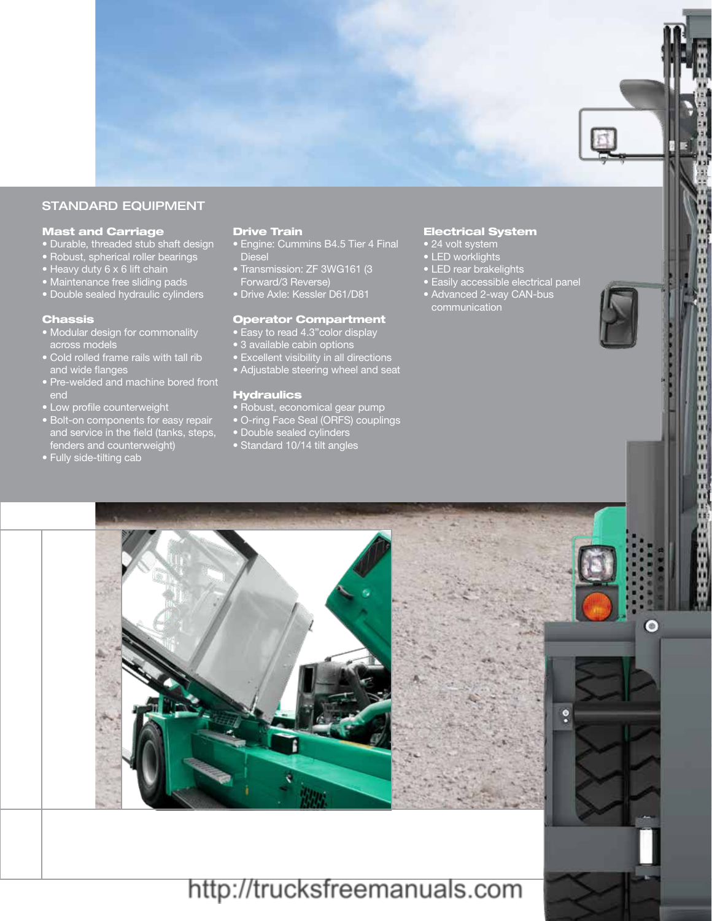## STANDARD EQUIPMENT

### Mast and Carriage

- Durable, threaded stub shaft design
- Robust, spherical roller bearings
- Heavy duty 6 x 6 lift chain
- Maintenance free sliding pads
- Double sealed hydraulic cylinders

### Chassis

- Modular design for commonality across models
- Cold rolled frame rails with tall rib and wide flanges
- Pre-welded and machine bored front end
- Low profile counterweight
- Bolt-on components for easy repair and service in the field (tanks, steps, fenders and counterweight)
- Fully side-tilting cab

### Drive Train

- Engine: Cummins B4.5 Tier 4 Final Diesel
- Transmission: ZF 3WG161 (3 Forward/3 Reverse)
- Drive Axle: Kessler D61/D81

### Operator Compartment

- Easy to read 4.3"color display
- 3 available cabin options
- Excellent visibility in all directions
- Adjustable steering wheel and seat

### Hydraulics

- Robust, economical gear pump
- O-ring Face Seal (ORFS) couplings
- Double sealed cylinders
- Standard 10/14 tilt angles

### Electrical System

- 24 volt system
- LED worklights
- LED rear brakelights
- Easily accessible electrical panel
- Advanced 2-way CAN-bus communication

http://trucksfreemanuals.com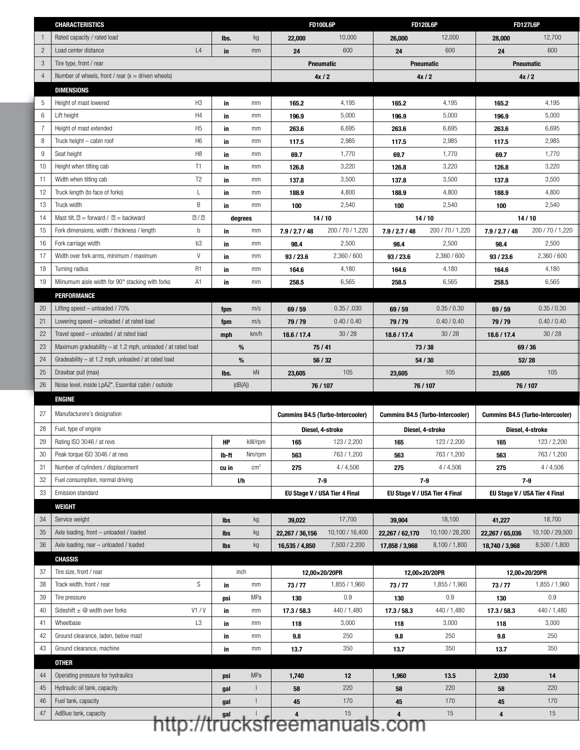| | CHARACTERISTICS | | | | FD100L6P | | FD120L6P | | FD127L6P | |
|---|---|---|---|---|---|---|---|---|---|---|
| 1 | Rated capacity / rated load | | lbs. | kg | 22,000 | 10,000 | 26,000 | 12,000 | 28,000 | 12,700 |
| 2 | Load center distance | L4 | in | mm | 24 | 600 | 24 | 600 | 24 | 600 |
| 3 | Tire type, front / rear | | | | Pneumatic | | Pneumatic | | Pneumatic | |
| 4 | Number of wheels, front / rear (x = driven wheels) | | | | 4x / 2 | | 4x / 2 | | 4x / 2 | |
| | **DIMENSIONS** | | | | | | | | | |
| 5 | Height of mast lowered | H3 | in | mm | 165.2 | 4,195 | 165.2 | 4,195 | 165.2 | 4,195 |
| 6 | Lift height | H4 | in | mm | 196.9 | 5,000 | 196.9 | 5,000 | 196.9 | 5,000 |
| 7 | Height of mast extended | H5 | in | mm | 263.6 | 6,695 | 263.6 | 6,695 | 263.6 | 6,695 |
| 8 | Truck height – cabin roof | H6 | in | mm | 117.5 | 2,985 | 117.5 | 2,985 | 117.5 | 2,985 |
| 9 | Seat height | H8 | in | mm | 69.7 | 1,770 | 69.7 | 1,770 | 69.7 | 1,770 |
| 10 | Height when tilting cab | T1 | in | mm | 126.8 | 3,220 | 126.8 | 3,220 | 126.8 | 3,220 |
| 11 | Width when tilting cab | T2 | in | mm | 137.8 | 3,500 | 137.8 | 3,500 | 137.8 | 3,500 |
| 12 | Truck length (to face of forks) | L | in | mm | 188.9 | 4,800 | 188.9 | 4,800 | 188.9 | 4,800 |
| 13 | Truck width | B | in | mm | 100 | 2,540 | 100 | 2,540 | 100 | 2,540 |
| 14 | Mast tilt, ? = forward / ? = backward | ? / ? | degrees | | 14 / 10 | | 14 / 10 | | 14 / 10 | |
| 15 | Fork dimensions, width / thickness / length | b | in | mm | 7.9 / 2.7 / 48 | 200 / 70 / 1,220 | 7.9 / 2.7 / 48 | 200 / 70 / 1,220 | 7.9 / 2.7 / 48 | 200 / 70 / 1,220 |
| 16 | Fork carriage width | b3 | in | mm | 98.4 | 2,500 | 98.4 | 2,500 | 98.4 | 2,500 |
| 17 | Width over fork arms, minimum / maximum | V | in | mm | 93 / 23.6 | 2,360 / 600 | 93 / 23.6 | 2,360 / 600 | 93 / 23.6 | 2,360 / 600 |
| 18 | Turning radius | R1 | in | mm | 164.6 | 4,180 | 164.6 | 4,180 | 164.6 | 4,180 |
| 19 | Miinumum aisle width for 90° stacking with forks | A1 | in | mm | 258.5 | 6,565 | 258.5 | 6,565 | 258.5 | 6,565 |
| | **PERFORMANCE** | | | | | | | | | |
| 20 | Lifting speed – unloaded / 70% | | fpm | m/s | 69 / 59 | 0.35 / .030 | 69 / 59 | 0.35 / 0.30 | 69 / 59 | 0.35 / 0.30 |
| 21 | Lowering speed – unloaded / at rated load | | fpm | m/s | 79 / 79 | 0.40 / 0.40 | 79 / 79 | 0.40 / 0.40 | 79 / 79 | 0.40 / 0.40 |
| 22 | Travel speed – unloaded / at rated load | | mph | km/h | 18.6 / 17.4 | 30 / 28 | 18.6 / 17.4 | 30 / 28 | 18.6 / 17.4 | 30 / 28 |
| 23 | Maximum gradeability – at 1.2 mph, unloaded / at rated load | | % | | 75 / 41 | | 73 / 38 | | 69 / 36 | |
| 24 | Gradeability – at 1.2 mph, unloaded / at rated load | | % | | 56 / 32 | | 54 / 30 | | 52/ 28 | |
| 25 | Drawbar pull (max) | | lbs. | kN | 23,605 | 105 | 23,605 | 105 | 23,605 | 105 |
| 26 | Noise level, inside LpAZ*, Essential cabin / outside | | (dB(A)) | | 76 / 107 | | 76 / 107 | | 76 / 107 | |
| | **ENGINE** | | | | | | | | | |
| 27 | Manufacturere's designation | | | | Cummins B4.5 (Turbo-Intercooler) | | Cummins B4.5 (Turbo-Intercooler) | | Cummins B4.5 (Turbo-Intercooler) | |
| 28 | Fuel, type of engine | | | | Diesel, 4-stroke | | Diesel, 4-stroke | | Diesel, 4-stroke | |
| 29 | Rating ISO 3046 / at revs | | HP | kW/rpm | 165 | 123 / 2,200 | 165 | 123 / 2,200 | 165 | 123 / 2,200 |
| 30 | Peak torque ISO 3046 / at revs | | lb-ft | Nm/rpm | 563 | 763 / 1,200 | 563 | 763 / 1,200 | 563 | 763 / 1,200 |
| 31 | Number of cylinders / displacement | | cu in | cm³ | 275 | 4 / 4,506 | 275 | 4 / 4,506 | 275 | 4 / 4,506 |
| 32 | Fuel consumption, normal driving | | l/h | | 7-9 | | 7-9 | | 7-9 | |
| 33 | Emission standard | | | | EU Stage V / USA Tier 4 Final | | EU Stage V / USA Tier 4 Final | | EU Stage V / USA Tier 4 Final | |
| | **WEIGHT** | | | | | | | | | |
| 34 | Service weight | | lbs | kg | 39,022 | 17,700 | 39,904 | 18,100 | 41,227 | 18,700 |
| 35 | Axle loading, front – unloaded / loaded | | lbs | kg | 22,267 / 36,156 | 10,100 / 16,400 | 22,267 / 62,170 | 10,100 / 28,200 | 22,267 / 65,036 | 10,100 / 29,500 |
| 36 | Axle loading, rear – unloaded / loaded | | lbs | kg | 16,535 / 4,850 | 7,500 / 2,200 | 17,858 / 3,968 | 8,100 / 1,800 | 18,740 / 3,968 | 8,500 / 1,800 |
| | **CHASSIS** | | | | | | | | | |
| 37 | Tire size, front / rear | | inch | | 12,00×20/20PR | | 12,00×20/20PR | | 12,00×20/20PR | |
| 38 | Track width, front / rear | S | in | mm | 73 / 77 | 1,855 / 1,960 | 73 / 77 | 1,855 / 1,960 | 73 / 77 | 1,855 / 1,960 |
| 39 | Tire pressure | | psi | MPa | 130 | 0.9 | 130 | 0.9 | 130 | 0.9 |
| 40 | Sideshift ± @ width over forks | V1 / V | in | mm | 17.3 / 58.3 | 440 / 1,480 | 17.3 / 58.3 | 440 / 1,480 | 17.3 / 58.3 | 440 / 1,480 |
| 41 | Wheelbase | L3 | in | mm | 118 | 3,000 | 118 | 3,000 | 118 | 3,000 |
| 42 | Ground clearance, laden, below mast | | in | mm | 9.8 | 250 | 9.8 | 250 | 9.8 | 250 |
| 43 | Ground clearance, machine | | in | mm | 13.7 | 350 | 13.7 | 350 | 13.7 | 350 |
| | **OTHER** | | | | | | | | | |
| 44 | Operating pressure for hydraulics | | psi | MPa | 1,740 | 12 | 1,960 | 13.5 | 2,030 | 14 |
| 45 | Hydraulic oil tank, capacity | | gal | l | 58 | 220 | 58 | 220 | 58 | 220 |
| 46 | Fuel tank, capacity | | gal | l | 45 | 170 | 45 | 170 | 45 | 170 |
| 47 | AdBlue tank, capacity | | gal | l | 4 | 15 | 4 | 15 | 4 | 15 |

http://trucksfreemanuals.com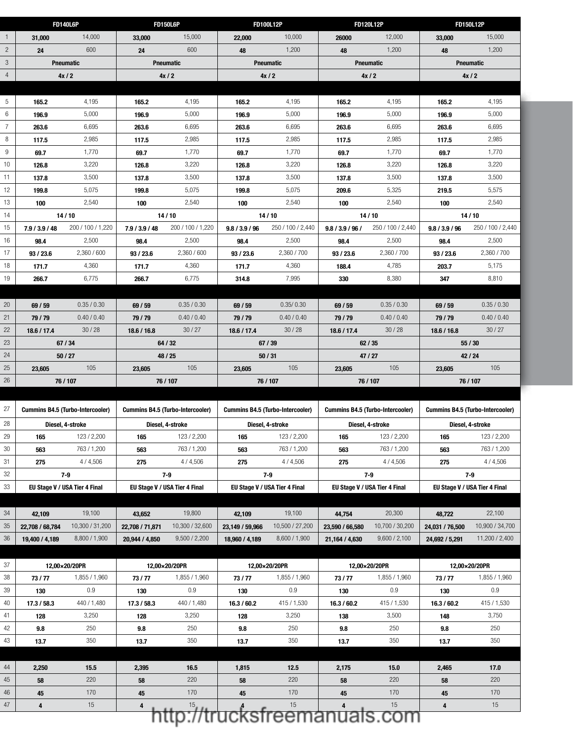| | FD140L6P | | FD150L6P | | FD100L12P | | FD120L12P | | FD150L12P | |
|---|---|---|---|---|---|---|---|---|---|---|
| 1 | **31,000** | 14,000 | **33,000** | 15,000 | **22,000** | 10,000 | **26000** | 12,000 | **33,000** | 15,000 |
| 2 | **24** | 600 | **24** | 600 | **48** | 1,200 | **48** | 1,200 | **48** | 1,200 |
| 3 | **Pneumatic** | | **Pneumatic** | | **Pneumatic** | | **Pneumatic** | | **Pneumatic** | |
| 4 | **4x / 2** | | **4x / 2** | | **4x / 2** | | **4x / 2** | | **4x / 2** | |
| | | | | | | | | | | |
| 5 | **165.2** | 4,195 | **165.2** | 4,195 | **165.2** | 4,195 | **165.2** | 4,195 | **165.2** | 4,195 |
| 6 | **196.9** | 5,000 | **196.9** | 5,000 | **196.9** | 5,000 | **196.9** | 5,000 | **196.9** | 5,000 |
| 7 | **263.6** | 6,695 | **263.6** | 6,695 | **263.6** | 6,695 | **263.6** | 6,695 | **263.6** | 6,695 |
| 8 | **117.5** | 2,985 | **117.5** | 2,985 | **117.5** | 2,985 | **117.5** | 2,985 | **117.5** | 2,985 |
| 9 | **69.7** | 1,770 | **69.7** | 1,770 | **69.7** | 1,770 | **69.7** | 1,770 | **69.7** | 1,770 |
| 10 | **126.8** | 3,220 | **126.8** | 3,220 | **126.8** | 3,220 | **126.8** | 3,220 | **126.8** | 3,220 |
| 11 | **137.8** | 3,500 | **137.8** | 3,500 | **137.8** | 3,500 | **137.8** | 3,500 | **137.8** | 3,500 |
| 12 | **199.8** | 5,075 | **199.8** | 5,075 | **199.8** | 5,075 | **209.6** | 5,325 | **219.5** | 5,575 |
| 13 | **100** | 2,540 | **100** | 2,540 | **100** | 2,540 | **100** | 2,540 | **100** | 2,540 |
| 14 | **14 / 10** | | **14 / 10** | | **14 / 10** | | **14 / 10** | | **14 / 10** | |
| 15 | **7.9 / 3.9 / 48** | 200 / 100 / 1,220 | **7.9 / 3.9 / 48** | 200 / 100 / 1,220 | **9.8 / 3.9 / 96** | 250 / 100 / 2,440 | **9.8 / 3.9 / 96 /** | 250 / 100 / 2,440 | **9.8 / 3.9 / 96** | 250 / 100 / 2,440 |
| 16 | **98.4** | 2,500 | **98.4** | 2,500 | **98.4** | 2,500 | **98.4** | 2,500 | **98.4** | 2,500 |
| 17 | **93 / 23.6** | 2,360 / 600 | **93 / 23.6** | 2,360 / 600 | **93 / 23.6** | 2,360 / 700 | **93 / 23.6** | 2,360 / 700 | **93 / 23.6** | 2,360 / 700 |
| 18 | **171.7** | 4,360 | **171.7** | 4,360 | **171.7** | 4,360 | **188.4** | 4,785 | **203.7** | 5,175 |
| 19 | **266.7** | 6,775 | **266.7** | 6,775 | **314.8** | 7,995 | **330** | 8,380 | **347** | 8,810 |
| | | | | | | | | | | |
| 20 | **69 / 59** | 0.35 / 0.30 | **69 / 59** | 0.35 / 0.30 | **69 / 59** | 0.35/ 0.30 | **69 / 59** | 0.35 / 0.30 | **69 / 59** | 0.35 / 0.30 |
| 21 | **79 / 79** | 0.40 / 0.40 | **79 / 79** | 0.40 / 0.40 | **79 / 79** | 0.40 / 0.40 | **79 / 79** | 0.40 / 0.40 | **79 / 79** | 0.40 / 0.40 |
| 22 | **18.6 / 17.4** | 30 / 28 | **18.6 / 16.8** | 30 / 27 | **18.6 / 17.4** | 30 / 28 | **18.6 / 17.4** | 30 / 28 | **18.6 / 16.8** | 30 / 27 |
| 23 | **67 / 34** | | **64 / 32** | | **67 / 39** | | **62 / 35** | | **55 / 30** | |
| 24 | **50 / 27** | | **48 / 25** | | **50 / 31** | | **47 / 27** | | **42 / 24** | |
| 25 | **23,605** | 105 | **23,605** | 105 | **23,605** | 105 | **23,605** | 105 | **23,605** | 105 |
| 26 | **76 / 107** | | **76 / 107** | | **76 / 107** | | **76 / 107** | | **76 / 107** | |
| | | | | | | | | | | |
| 27 | **Cummins B4.5 (Turbo-Intercooler)** | | **Cummins B4.5 (Turbo-Intercooler)** | | **Cummins B4.5 (Turbo-Intercooler)** | | **Cummins B4.5 (Turbo-Intercooler)** | | **Cummins B4.5 (Turbo-Intercooler)** | |
| 28 | **Diesel, 4-stroke** | | **Diesel, 4-stroke** | | **Diesel, 4-stroke** | | **Diesel, 4-stroke** | | **Diesel, 4-stroke** | |
| 29 | **165** | 123 / 2,200 | **165** | 123 / 2,200 | **165** | 123 / 2,200 | **165** | 123 / 2,200 | **165** | 123 / 2,200 |
| 30 | **563** | 763 / 1,200 | **563** | 763 / 1,200 | **563** | 763 / 1,200 | **563** | 763 / 1,200 | **563** | 763 / 1,200 |
| 31 | **275** | 4 / 4,506 | **275** | 4 / 4,506 | **275** | 4 / 4,506 | **275** | 4 / 4,506 | **275** | 4 / 4,506 |
| 32 | **7-9** | | **7-9** | | **7-9** | | **7-9** | | **7-9** | |
| 33 | **EU Stage V / USA Tier 4 Final** | | **EU Stage V / USA Tier 4 Final** | | **EU Stage V / USA Tier 4 Final** | | **EU Stage V / USA Tier 4 Final** | | **EU Stage V / USA Tier 4 Final** | |
| | | | | | | | | | | |
| 34 | **42,109** | 19,100 | **43,652** | 19,800 | **42,109** | 19,100 | **44,754** | 20,300 | **48,722** | 22,100 |
| 35 | **22,708 / 68,784** | 10,300 / 31,200 | **22,708 / 71,871** | 10,300 / 32,600 | **23,149 / 59,966** | 10,500 / 27,200 | **23,590 / 66,580** | 10,700 / 30,200 | **24,031 / 76,500** | 10,900 / 34,700 |
| 36 | **19,400 / 4,189** | 8,800 / 1,900 | **20,944 / 4,850** | 9,500 / 2,200 | **18,960 / 4,189** | 8,600 / 1,900 | **21,164 / 4,630** | 9,600 / 2,100 | **24,692 / 5,291** | 11,200 / 2,400 |
| | | | | | | | | | | |
| 37 | **12,00×20/20PR** | | **12,00×20/20PR** | | **12,00×20/20PR** | | **12,00×20/20PR** | | **12,00×20/20PR** | |
| 38 | **73 / 77** | 1,855 / 1,960 | **73 / 77** | 1,855 / 1,960 | **73 / 77** | 1,855 / 1,960 | **73 / 77** | 1,855 / 1,960 | **73 / 77** | 1,855 / 1,960 |
| 39 | **130** | 0.9 | **130** | 0.9 | **130** | 0.9 | **130** | 0.9 | **130** | 0.9 |
| 40 | **17.3 / 58.3** | 440 / 1,480 | **17.3 / 58.3** | 440 / 1,480 | **16.3 / 60.2** | 415 / 1,530 | **16.3 / 60.2** | 415 / 1,530 | **16.3 / 60.2** | 415 / 1,530 |
| 41 | **128** | 3,250 | **128** | 3,250 | **128** | 3,250 | **138** | 3,500 | **148** | 3,750 |
| 42 | **9.8** | 250 | **9.8** | 250 | **9.8** | 250 | **9.8** | 250 | **9.8** | 250 |
| 43 | **13.7** | 350 | **13.7** | 350 | **13.7** | 350 | **13.7** | 350 | **13.7** | 350 |
| | | | | | | | | | | |
| 44 | **2,250** | **15.5** | **2,395** | **16.5** | **1,815** | **12.5** | **2,175** | **15.0** | **2,465** | **17.0** |
| 45 | **58** | 220 | **58** | 220 | **58** | 220 | **58** | 220 | **58** | 220 |
| 46 | **45** | 170 | **45** | 170 | **45** | 170 | **45** | 170 | **45** | 170 |
| 47 | **4** | 15 | **4** | 15 | **4** | 15 | **4** | 15 | **4** | 15 |

http://trucksfreemanuals.com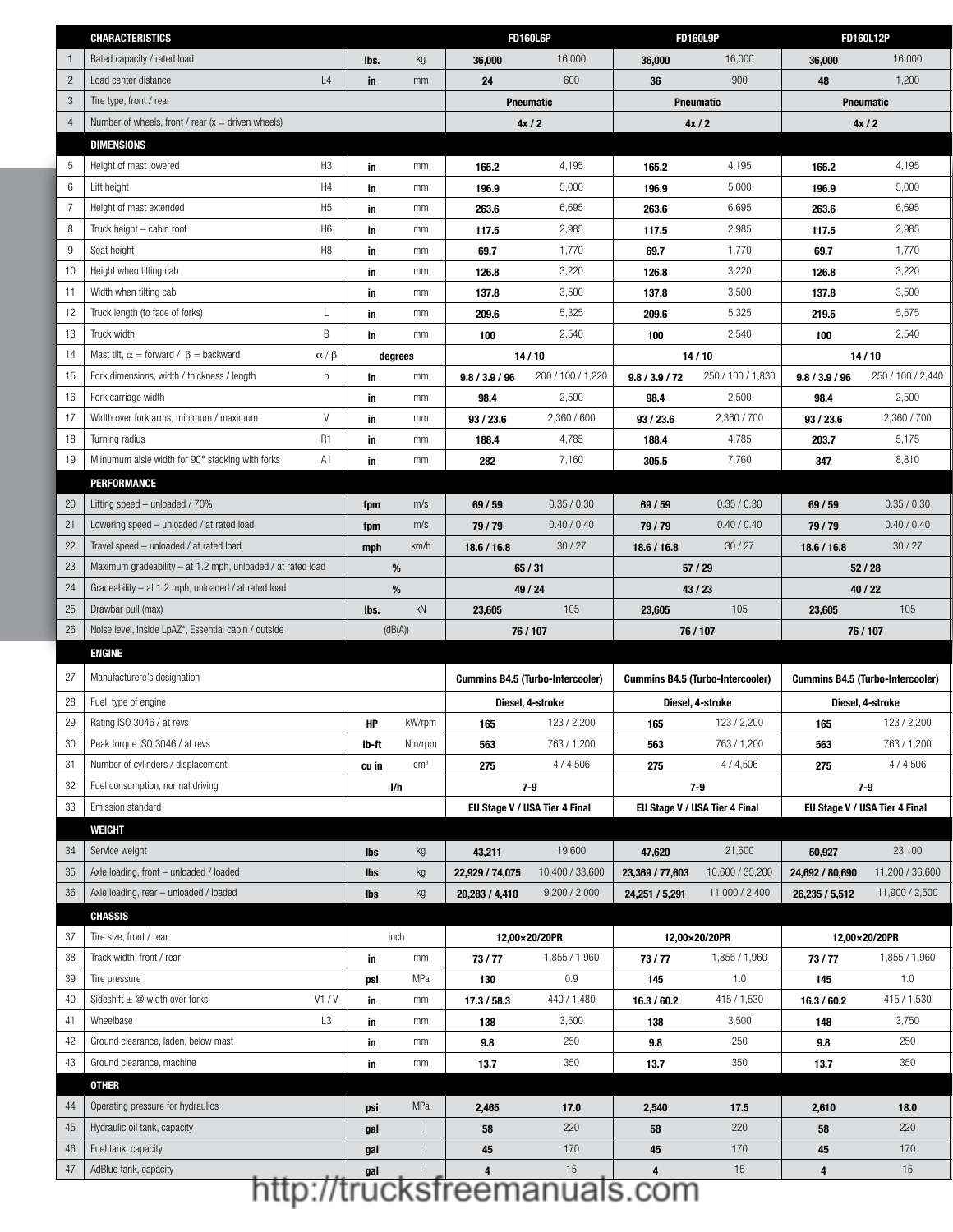| | CHARACTERISTICS | | | | FD160L6P | | FD160L9P | | FD160L12P | |
|---|---|---|---|---|---|---|---|---|---|---|
| 1 | Rated capacity / rated load | | lbs. | kg | 36,000 | 16,000 | 36,000 | 16,000 | 36,000 | 16,000 |
| 2 | Load center distance | L4 | in | mm | 24 | 600 | 36 | 900 | 48 | 1,200 |
| 3 | Tire type, front / rear | | | | Pneumatic | | Pneumatic | | Pneumatic | |
| 4 | Number of wheels, front / rear (x = driven wheels) | | | | 4x / 2 | | 4x / 2 | | 4x / 2 | |
| | **DIMENSIONS** | | | | | | | | | |
| 5 | Height of mast lowered | H3 | in | mm | 165.2 | 4,195 | 165.2 | 4,195 | 165.2 | 4,195 |
| 6 | Lift height | H4 | in | mm | 196.9 | 5,000 | 196.9 | 5,000 | 196.9 | 5,000 |
| 7 | Height of mast extended | H5 | in | mm | 263.6 | 6,695 | 263.6 | 6,695 | 263.6 | 6,695 |
| 8 | Truck height – cabin roof | H6 | in | mm | 117.5 | 2,985 | 117.5 | 2,985 | 117.5 | 2,985 |
| 9 | Seat height | H8 | in | mm | 69.7 | 1,770 | 69.7 | 1,770 | 69.7 | 1,770 |
| 10 | Height when tilting cab | | in | mm | 126.8 | 3,220 | 126.8 | 3,220 | 126.8 | 3,220 |
| 11 | Width when tilting cab | | in | mm | 137.8 | 3,500 | 137.8 | 3,500 | 137.8 | 3,500 |
| 12 | Truck length (to face of forks) | L | in | mm | 209.6 | 5,325 | 209.6 | 5,325 | 219.5 | 5,575 |
| 13 | Truck width | B | in | mm | 100 | 2,540 | 100 | 2,540 | 100 | 2,540 |
| 14 | Mast tilt, α = forward / β = backward | α / β | degrees | | 14 / 10 | | 14 / 10 | | 14 / 10 | |
| 15 | Fork dimensions, width / thickness / length | b | in | mm | 9.8 / 3.9 / 96 | 200 / 100 / 1,220 | 9.8 / 3.9 / 72 | 250 / 100 / 1,830 | 9.8 / 3.9 / 96 | 250 / 100 / 2,440 |
| 16 | Fork carriage width | | in | mm | 98.4 | 2,500 | 98.4 | 2,500 | 98.4 | 2,500 |
| 17 | Width over fork arms, minimum / maximum | V | in | mm | 93 / 23.6 | 2,360 / 600 | 93 / 23.6 | 2,360 / 700 | 93 / 23.6 | 2,360 / 700 |
| 18 | Turning radius | R1 | in | mm | 188.4 | 4,785 | 188.4 | 4,785 | 203.7 | 5,175 |
| 19 | Miinumum aisle width for 90° stacking with forks | A1 | in | mm | 282 | 7,160 | 305.5 | 7,760 | 347 | 8,810 |
| | **PERFORMANCE** | | | | | | | | | |
| 20 | Lifting speed – unloaded / 70% | | fpm | m/s | 69 / 59 | 0.35 / 0.30 | 69 / 59 | 0.35 / 0.30 | 69 / 59 | 0.35 / 0.30 |
| 21 | Lowering speed – unloaded / at rated load | | fpm | m/s | 79 / 79 | 0.40 / 0.40 | 79 / 79 | 0.40 / 0.40 | 79 / 79 | 0.40 / 0.40 |
| 22 | Travel speed – unloaded / at rated load | | mph | km/h | 18.6 / 16.8 | 30 / 27 | 18.6 / 16.8 | 30 / 27 | 18.6 / 16.8 | 30 / 27 |
| 23 | Maximum gradeability – at 1.2 mph, unloaded / at rated load | | % | | 65 / 31 | | 57 / 29 | | 52 / 28 | |
| 24 | Gradeability – at 1.2 mph, unloaded / at rated load | | % | | 49 / 24 | | 43 / 23 | | 40 / 22 | |
| 25 | Drawbar pull (max) | | lbs. | kN | 23,605 | 105 | 23,605 | 105 | 23,605 | 105 |
| 26 | Noise level, inside LpAZ*, Essential cabin / outside | | (dB(A)) | | 76 / 107 | | 76 / 107 | | 76 / 107 | |
| | **ENGINE** | | | | | | | | | |
| 27 | Manufacturere's designation | | | | Cummins B4.5 (Turbo-Intercooler) | | Cummins B4.5 (Turbo-Intercooler) | | Cummins B4.5 (Turbo-Intercooler) | |
| 28 | Fuel, type of engine | | | | Diesel, 4-stroke | | Diesel, 4-stroke | | Diesel, 4-stroke | |
| 29 | Rating ISO 3046 / at revs | | HP | kW/rpm | 165 | 123 / 2,200 | 165 | 123 / 2,200 | 165 | 123 / 2,200 |
| 30 | Peak torque ISO 3046 / at revs | | lb-ft | Nm/rpm | 563 | 763 / 1,200 | 563 | 763 / 1,200 | 563 | 763 / 1,200 |
| 31 | Number of cylinders / displacement | | cu in | cm³ | 275 | 4 / 4,506 | 275 | 4 / 4,506 | 275 | 4 / 4,506 |
| 32 | Fuel consumption, normal driving | | l/h | | 7-9 | | 7-9 | | 7-9 | |
| 33 | Emission standard | | | | EU Stage V / USA Tier 4 Final | | EU Stage V / USA Tier 4 Final | | EU Stage V / USA Tier 4 Final | |
| | **WEIGHT** | | | | | | | | | |
| 34 | Service weight | | lbs | kg | 43,211 | 19,600 | 47,620 | 21,600 | 50,927 | 23,100 |
| 35 | Axle loading, front – unloaded / loaded | | lbs | kg | 22,929 / 74,075 | 10,400 / 33,600 | 23,369 / 77,603 | 10,600 / 35,200 | 24,692 / 80,690 | 11,200 / 36,600 |
| 36 | Axle loading, rear – unloaded / loaded | | lbs | kg | 20,283 / 4,410 | 9,200 / 2,000 | 24,251 / 5,291 | 11,000 / 2,400 | 26,235 / 5,512 | 11,900 / 2,500 |
| | **CHASSIS** | | | | | | | | | |
| 37 | Tire size, front / rear | | inch | | 12,00×20/20PR | | 12,00×20/20PR | | 12,00×20/20PR | |
| 38 | Track width, front / rear | | in | mm | 73 / 77 | 1,855 / 1,960 | 73 / 77 | 1,855 / 1,960 | 73 / 77 | 1,855 / 1,960 |
| 39 | Tire pressure | | psi | MPa | 130 | 0.9 | 145 | 1.0 | 145 | 1.0 |
| 40 | Sideshift ± @ width over forks | V1 / V | in | mm | 17.3 / 58.3 | 440 / 1,480 | 16.3 / 60.2 | 415 / 1,530 | 16.3 / 60.2 | 415 / 1,530 |
| 41 | Wheelbase | L3 | in | mm | 138 | 3,500 | 138 | 3,500 | 148 | 3,750 |
| 42 | Ground clearance, laden, below mast | | in | mm | 9.8 | 250 | 9.8 | 250 | 9.8 | 250 |
| 43 | Ground clearance, machine | | in | mm | 13.7 | 350 | 13.7 | 350 | 13.7 | 350 |
| | **OTHER** | | | | | | | | | |
| 44 | Operating pressure for hydraulics | | psi | MPa | 2,465 | 17.0 | 2,540 | 17.5 | 2,610 | 18.0 |
| 45 | Hydraulic oil tank, capacity | | gal | l | 58 | 220 | 58 | 220 | 58 | 220 |
| 46 | Fuel tank, capacity | | gal | l | 45 | 170 | 45 | 170 | 45 | 170 |
| 47 | AdBlue tank, capacity | | gal | l | 4 | 15 | 4 | 15 | 4 | 15 |

http://trucksfreemanuals.com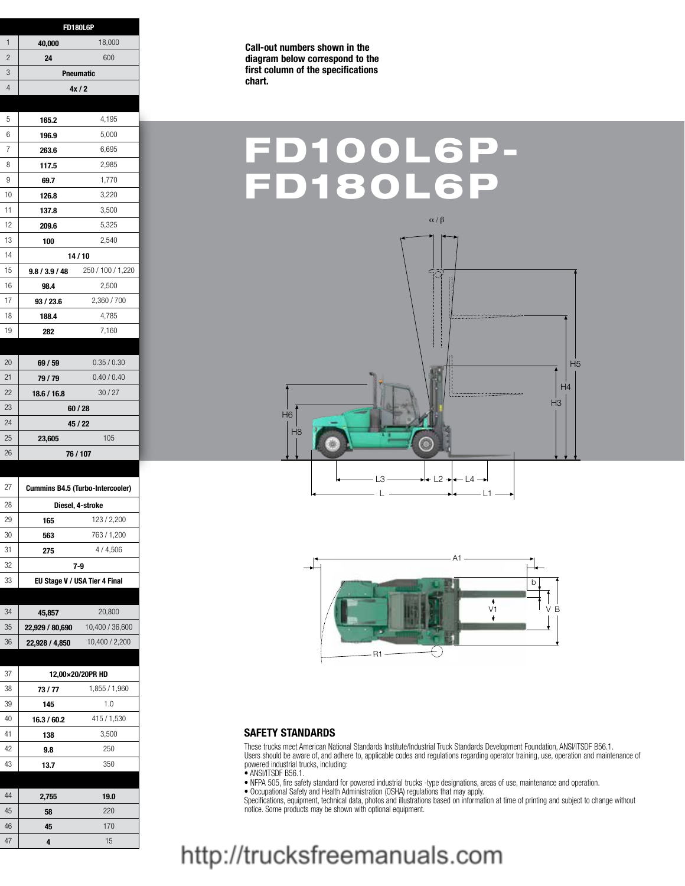| | FD180L6P | |
|---|---|---|
| 1 | 40,000 | 18,000 |
| 2 | 24 | 600 |
| 3 | Pneumatic | |
| 4 | 4x / 2 | |
| | | |
| 5 | 165.2 | 4,195 |
| 6 | 196.9 | 5,000 |
| 7 | 263.6 | 6,695 |
| 8 | 117.5 | 2,985 |
| 9 | 69.7 | 1,770 |
| 10 | 126.8 | 3,220 |
| 11 | 137.8 | 3,500 |
| 12 | 209.6 | 5,325 |
| 13 | 100 | 2,540 |
| 14 | 14 / 10 | |
| 15 | 9.8 / 3.9 / 48 | 250 / 100 / 1,220 |
| 16 | 98.4 | 2,500 |
| 17 | 93 / 23.6 | 2,360 / 700 |
| 18 | 188.4 | 4,785 |
| 19 | 282 | 7,160 |
| | | |
| 20 | 69 / 59 | 0.35 / 0.30 |
| 21 | 79 / 79 | 0.40 / 0.40 |
| 22 | 18.6 / 16.8 | 30 / 27 |
| 23 | 60 / 28 | |
| 24 | 45 / 22 | |
| 25 | 23,605 | 105 |
| 26 | 76 / 107 | |
| | | |
| 27 | Cummins B4.5 (Turbo-Intercooler) | |
| 28 | Diesel, 4-stroke | |
| 29 | 165 | 123 / 2,200 |
| 30 | 563 | 763 / 1,200 |
| 31 | 275 | 4 / 4,506 |
| 32 | 7-9 | |
| 33 | EU Stage V / USA Tier 4 Final | |
| | | |
| 34 | 45,857 | 20,800 |
| 35 | 22,929 / 80,690 | 10,400 / 36,600 |
| 36 | 22,928 / 4,850 | 10,400 / 2,200 |
| | | |
| 37 | 12,00×20/20PR HD | |
| 38 | 73 / 77 | 1,855 / 1,960 |
| 39 | 145 | 1.0 |
| 40 | 16.3 / 60.2 | 415 / 1,530 |
| 41 | 138 | 3,500 |
| 42 | 9.8 | 250 |
| 43 | 13.7 | 350 |
| | | |
| 44 | 2,755 | 19.0 |
| 45 | 58 | 220 |
| 46 | 45 | 170 |
| 47 | 4 | 15 |

**Call-out numbers shown in the diagram below correspond to the first column of the specifications chart.**

# FD100L6P-FD180L6P

α / β

H5 H4 H3 H6 H8

L3 L2 L4 L L1

A1 b V1 V B R1

## SAFETY STANDARDS

These trucks meet American National Standards Institute/Industrial Truck Standards Development Foundation, ANSI/ITSDF B56.1.
Users should be aware of, and adhere to, applicable codes and regulations regarding operator training, use, operation and maintenance of powered industrial trucks, including:

- ANSI/ITSDF B56.1.
- NFPA 505, fire safety standard for powered industrial trucks -type designations, areas of use, maintenance and operation.
- Occupational Safety and Health Administration (OSHA) regulations that may apply.

Specifications, equipment, technical data, photos and illustrations based on information at time of printing and subject to change without notice. Some products may be shown with optional equipment.

http://trucksfreemanuals.com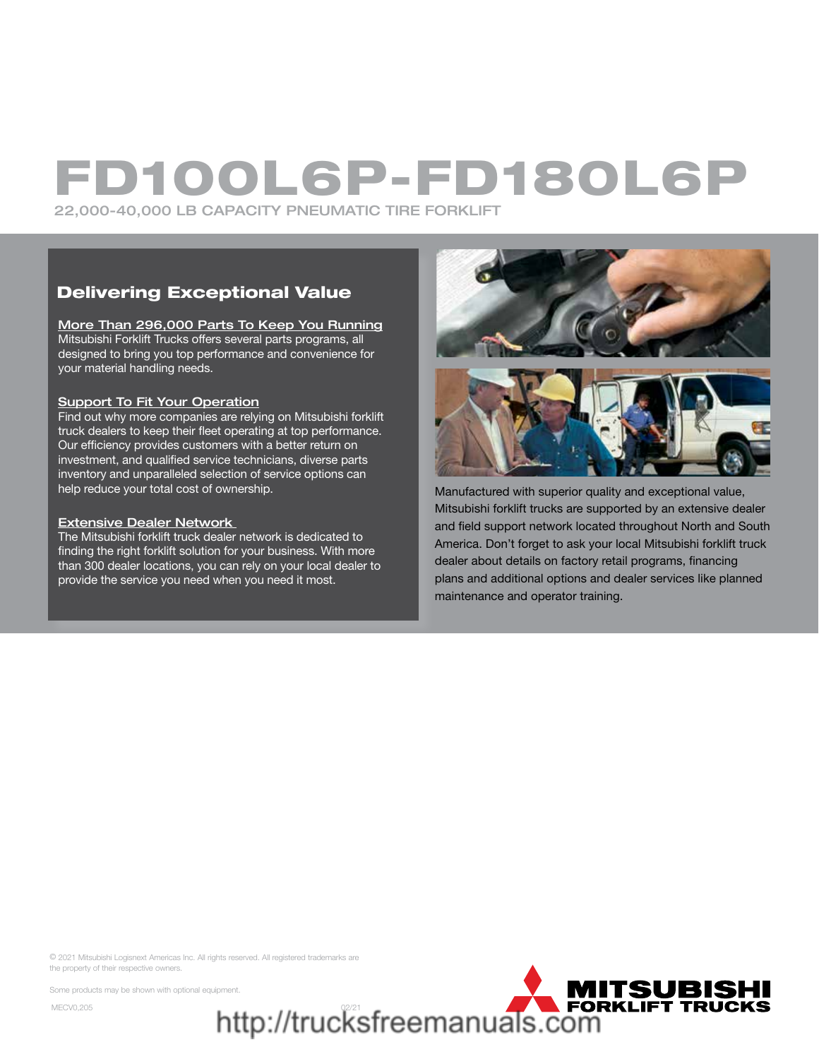# FD100L6P-FD180L6P

22,000-40,000 LB CAPACITY PNEUMATIC TIRE FORKLIFT

## Delivering Exceptional Value

**More Than 296,000 Parts To Keep You Running**
Mitsubishi Forklift Trucks offers several parts programs, all designed to bring you top performance and convenience for your material handling needs.

**Support To Fit Your Operation**
Find out why more companies are relying on Mitsubishi forklift truck dealers to keep their fleet operating at top performance. Our efficiency provides customers with a better return on investment, and qualified service technicians, diverse parts inventory and unparalleled selection of service options can help reduce your total cost of ownership.

**Extensive Dealer Network**
The Mitsubishi forklift truck dealer network is dedicated to finding the right forklift solution for your business. With more than 300 dealer locations, you can rely on your local dealer to provide the service you need when you need it most.

Manufactured with superior quality and exceptional value, Mitsubishi forklift trucks are supported by an extensive dealer and field support network located throughout North and South America. Don't forget to ask your local Mitsubishi forklift truck dealer about details on factory retail programs, financing plans and additional options and dealer services like planned maintenance and operator training.

© 2021 Mitsubishi Logisnext Americas Inc. All rights reserved. All registered trademarks are the property of their respective owners.

Some products may be shown with optional equipment.

MECV0,205 02/21

MITSUBISHI FORKLIFT TRUCKS

http://trucksfreemanuals.com